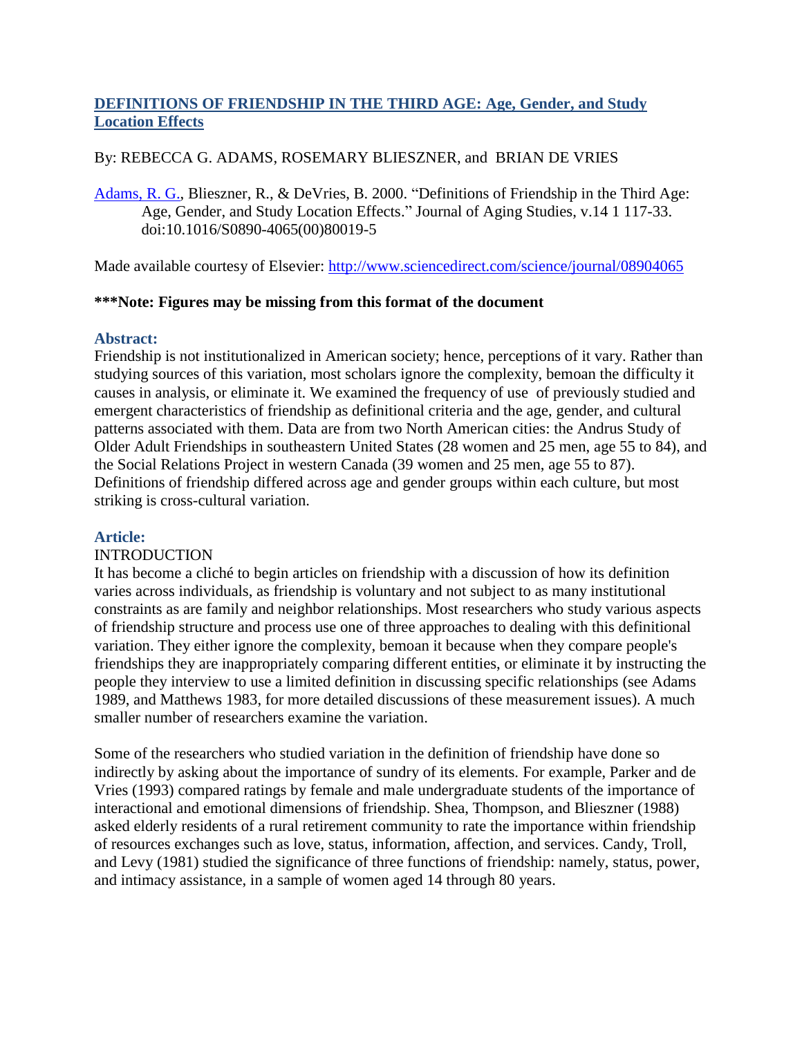# DEFINITIONS OF FRIENDSHIP IN THE THIRD AGE: Age, Gender, and Study Location Effects

By: REBECCA G. ADAMS, ROSEMARY BLIESZNER, and BRIAN DE VRIES

Adams, R. G., Blieszner, R., & DeVries, B. 2000. "Definitions of Friendship in the Third Age: Age, Gender, and Study Location Effects." Journal of Aging Studies, v.14 1 117-33. doi:10.1016/S0890-4065(00)80019-5

Made available courtesy of Elsevier: http://www.sciencedirect.com/science/journal/08904065

**\*\*\*Note: Figures may be missing from this format of the document**

## Abstract:

Friendship is not institutionalized in American society; hence, perceptions of it vary. Rather than studying sources of this variation, most scholars ignore the complexity, bemoan the difficulty it causes in analysis, or eliminate it. We examined the frequency of use of previously studied and emergent characteristics of friendship as definitional criteria and the age, gender, and cultural patterns associated with them. Data are from two North American cities: the Andrus Study of Older Adult Friendships in southeastern United States (28 women and 25 men, age 55 to 84), and the Social Relations Project in western Canada (39 women and 25 men, age 55 to 87). Definitions of friendship differed across age and gender groups within each culture, but most striking is cross-cultural variation.

## Article:

INTRODUCTION

It has become a cliché to begin articles on friendship with a discussion of how its definition varies across individuals, as friendship is voluntary and not subject to as many institutional constraints as are family and neighbor relationships. Most researchers who study various aspects of friendship structure and process use one of three approaches to dealing with this definitional variation. They either ignore the complexity, bemoan it because when they compare people's friendships they are inappropriately comparing different entities, or eliminate it by instructing the people they interview to use a limited definition in discussing specific relationships (see Adams 1989, and Matthews 1983, for more detailed discussions of these measurement issues). A much smaller number of researchers examine the variation.

Some of the researchers who studied variation in the definition of friendship have done so indirectly by asking about the importance of sundry of its elements. For example, Parker and de Vries (1993) compared ratings by female and male undergraduate students of the importance of interactional and emotional dimensions of friendship. Shea, Thompson, and Blieszner (1988) asked elderly residents of a rural retirement community to rate the importance within friendship of resources exchanges such as love, status, information, affection, and services. Candy, Troll, and Levy (1981) studied the significance of three functions of friendship: namely, status, power, and intimacy assistance, in a sample of women aged 14 through 80 years.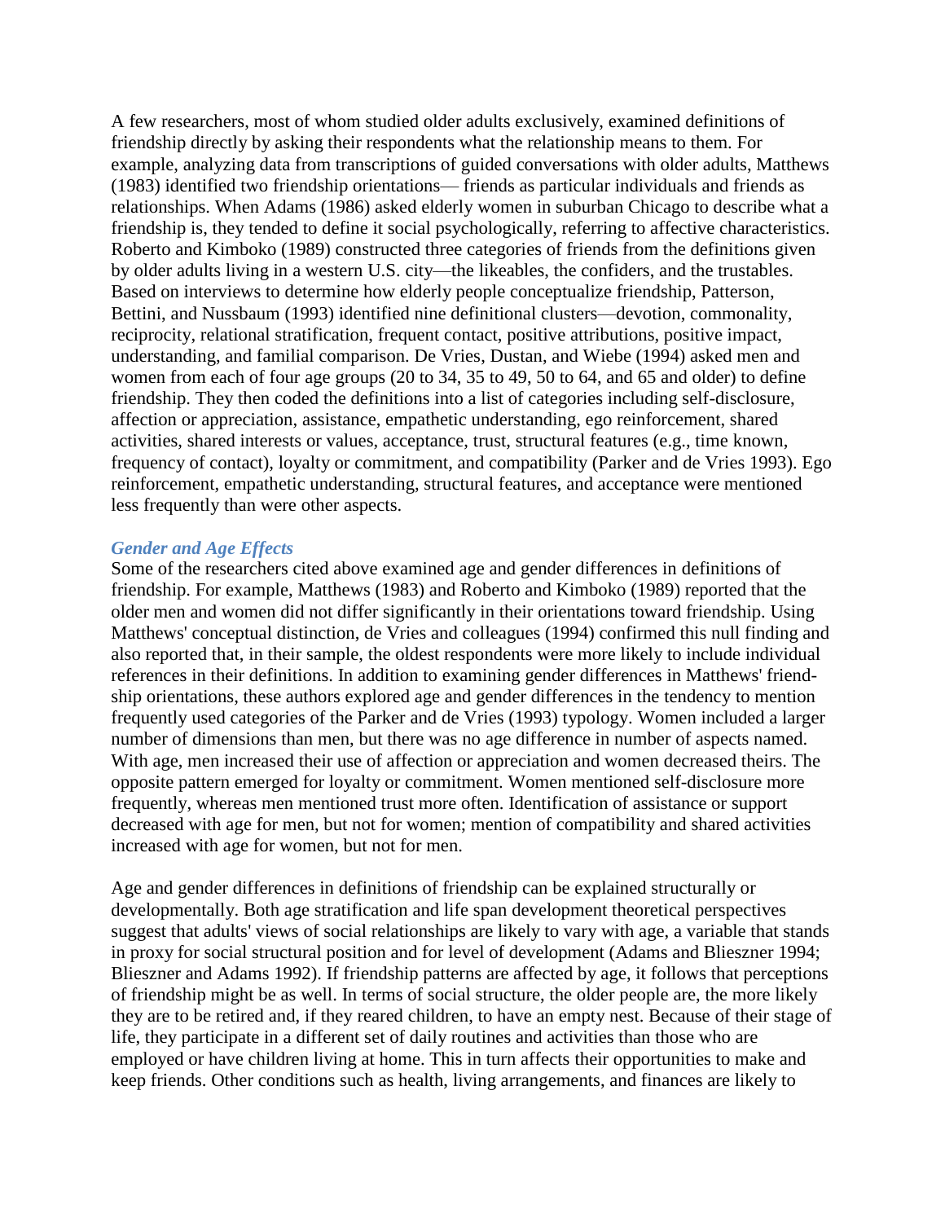A few researchers, most of whom studied older adults exclusively, examined definitions of friendship directly by asking their respondents what the relationship means to them. For example, analyzing data from transcriptions of guided conversations with older adults, Matthews (1983) identified two friendship orientations— friends as particular individuals and friends as relationships. When Adams (1986) asked elderly women in suburban Chicago to describe what a friendship is, they tended to define it social psychologically, referring to affective characteristics. Roberto and Kimboko (1989) constructed three categories of friends from the definitions given by older adults living in a western U.S. city—the likeables, the confiders, and the trustables. Based on interviews to determine how elderly people conceptualize friendship, Patterson, Bettini, and Nussbaum (1993) identified nine definitional clusters—devotion, commonality, reciprocity, relational stratification, frequent contact, positive attributions, positive impact, understanding, and familial comparison. De Vries, Dustan, and Wiebe (1994) asked men and women from each of four age groups (20 to 34, 35 to 49, 50 to 64, and 65 and older) to define friendship. They then coded the definitions into a list of categories including self-disclosure, affection or appreciation, assistance, empathetic understanding, ego reinforcement, shared activities, shared interests or values, acceptance, trust, structural features (e.g., time known, frequency of contact), loyalty or commitment, and compatibility (Parker and de Vries 1993). Ego reinforcement, empathetic understanding, structural features, and acceptance were mentioned less frequently than were other aspects.

### *Gender and Age Effects*

Some of the researchers cited above examined age and gender differences in definitions of friendship. For example, Matthews (1983) and Roberto and Kimboko (1989) reported that the older men and women did not differ significantly in their orientations toward friendship. Using Matthews' conceptual distinction, de Vries and colleagues (1994) confirmed this null finding and also reported that, in their sample, the oldest respondents were more likely to include individual references in their definitions. In addition to examining gender differences in Matthews' friendship orientations, these authors explored age and gender differences in the tendency to mention frequently used categories of the Parker and de Vries (1993) typology. Women included a larger number of dimensions than men, but there was no age difference in number of aspects named. With age, men increased their use of affection or appreciation and women decreased theirs. The opposite pattern emerged for loyalty or commitment. Women mentioned self-disclosure more frequently, whereas men mentioned trust more often. Identification of assistance or support decreased with age for men, but not for women; mention of compatibility and shared activities increased with age for women, but not for men.

Age and gender differences in definitions of friendship can be explained structurally or developmentally. Both age stratification and life span development theoretical perspectives suggest that adults' views of social relationships are likely to vary with age, a variable that stands in proxy for social structural position and for level of development (Adams and Blieszner 1994; Blieszner and Adams 1992). If friendship patterns are affected by age, it follows that perceptions of friendship might be as well. In terms of social structure, the older people are, the more likely they are to be retired and, if they reared children, to have an empty nest. Because of their stage of life, they participate in a different set of daily routines and activities than those who are employed or have children living at home. This in turn affects their opportunities to make and keep friends. Other conditions such as health, living arrangements, and finances are likely to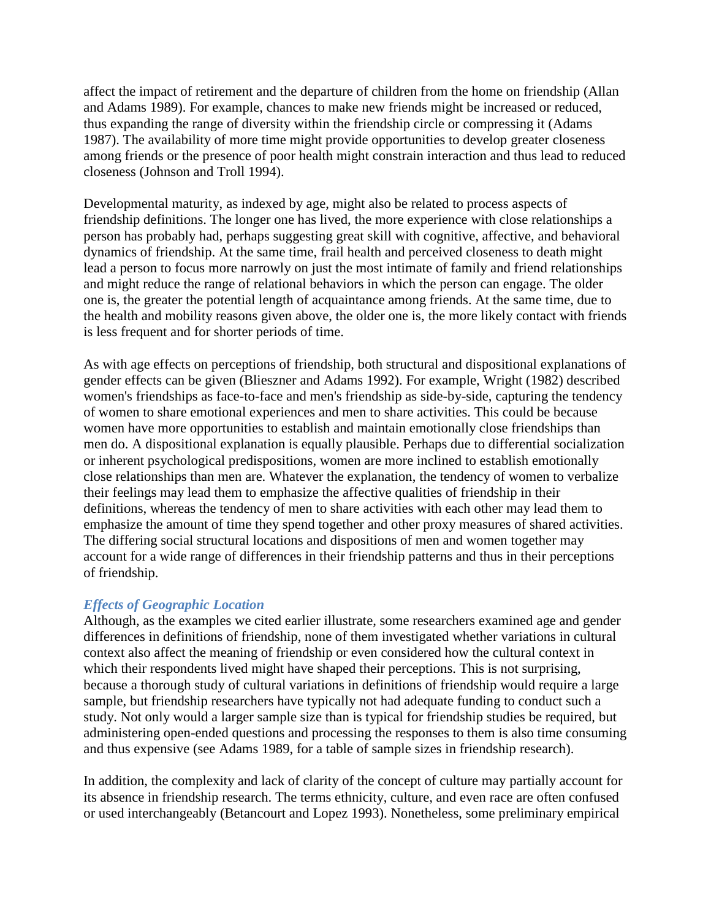affect the impact of retirement and the departure of children from the home on friendship (Allan and Adams 1989). For example, chances to make new friends might be increased or reduced, thus expanding the range of diversity within the friendship circle or compressing it (Adams 1987). The availability of more time might provide opportunities to develop greater closeness among friends or the presence of poor health might constrain interaction and thus lead to reduced closeness (Johnson and Troll 1994).

Developmental maturity, as indexed by age, might also be related to process aspects of friendship definitions. The longer one has lived, the more experience with close relationships a person has probably had, perhaps suggesting great skill with cognitive, affective, and behavioral dynamics of friendship. At the same time, frail health and perceived closeness to death might lead a person to focus more narrowly on just the most intimate of family and friend relationships and might reduce the range of relational behaviors in which the person can engage. The older one is, the greater the potential length of acquaintance among friends. At the same time, due to the health and mobility reasons given above, the older one is, the more likely contact with friends is less frequent and for shorter periods of time.

As with age effects on perceptions of friendship, both structural and dispositional explanations of gender effects can be given (Blieszner and Adams 1992). For example, Wright (1982) described women's friendships as face-to-face and men's friendship as side-by-side, capturing the tendency of women to share emotional experiences and men to share activities. This could be because women have more opportunities to establish and maintain emotionally close friendships than men do. A dispositional explanation is equally plausible. Perhaps due to differential socialization or inherent psychological predispositions, women are more inclined to establish emotionally close relationships than men are. Whatever the explanation, the tendency of women to verbalize their feelings may lead them to emphasize the affective qualities of friendship in their definitions, whereas the tendency of men to share activities with each other may lead them to emphasize the amount of time they spend together and other proxy measures of shared activities. The differing social structural locations and dispositions of men and women together may account for a wide range of differences in their friendship patterns and thus in their perceptions of friendship.

### *Effects of Geographic Location*

Although, as the examples we cited earlier illustrate, some researchers examined age and gender differences in definitions of friendship, none of them investigated whether variations in cultural context also affect the meaning of friendship or even considered how the cultural context in which their respondents lived might have shaped their perceptions. This is not surprising, because a thorough study of cultural variations in definitions of friendship would require a large sample, but friendship researchers have typically not had adequate funding to conduct such a study. Not only would a larger sample size than is typical for friendship studies be required, but administering open-ended questions and processing the responses to them is also time consuming and thus expensive (see Adams 1989, for a table of sample sizes in friendship research).

In addition, the complexity and lack of clarity of the concept of culture may partially account for its absence in friendship research. The terms ethnicity, culture, and even race are often confused or used interchangeably (Betancourt and Lopez 1993). Nonetheless, some preliminary empirical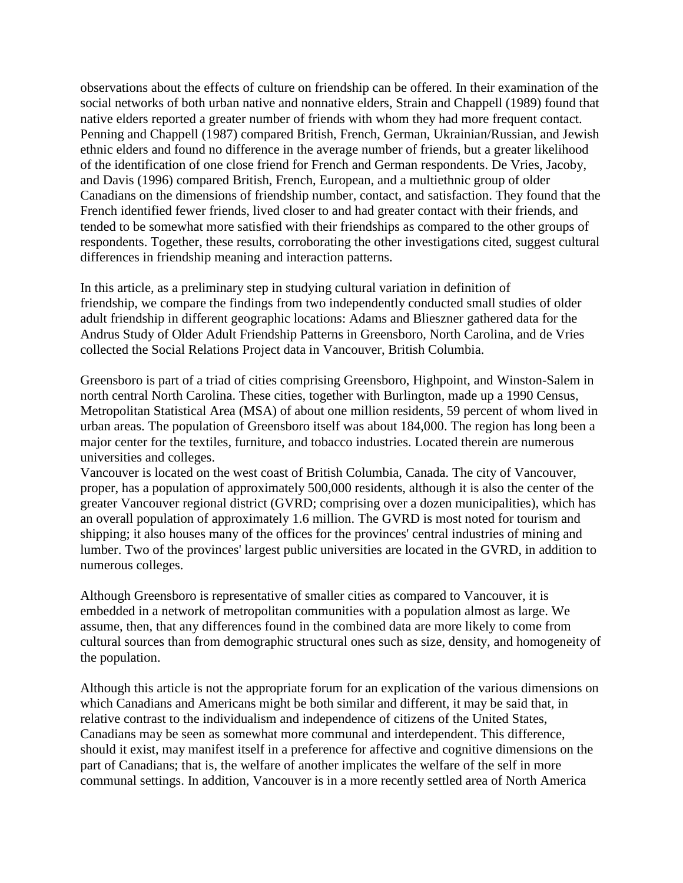observations about the effects of culture on friendship can be offered. In their examination of the social networks of both urban native and nonnative elders, Strain and Chappell (1989) found that native elders reported a greater number of friends with whom they had more frequent contact. Penning and Chappell (1987) compared British, French, German, Ukrainian/Russian, and Jewish ethnic elders and found no difference in the average number of friends, but a greater likelihood of the identification of one close friend for French and German respondents. De Vries, Jacoby, and Davis (1996) compared British, French, European, and a multiethnic group of older Canadians on the dimensions of friendship number, contact, and satisfaction. They found that the French identified fewer friends, lived closer to and had greater contact with their friends, and tended to be somewhat more satisfied with their friendships as compared to the other groups of respondents. Together, these results, corroborating the other investigations cited, suggest cultural differences in friendship meaning and interaction patterns.

In this article, as a preliminary step in studying cultural variation in definition of friendship, we compare the findings from two independently conducted small studies of older adult friendship in different geographic locations: Adams and Blieszner gathered data for the Andrus Study of Older Adult Friendship Patterns in Greensboro, North Carolina, and de Vries collected the Social Relations Project data in Vancouver, British Columbia.

Greensboro is part of a triad of cities comprising Greensboro, Highpoint, and Winston-Salem in north central North Carolina. These cities, together with Burlington, made up a 1990 Census, Metropolitan Statistical Area (MSA) of about one million residents, 59 percent of whom lived in urban areas. The population of Greensboro itself was about 184,000. The region has long been a major center for the textiles, furniture, and tobacco industries. Located therein are numerous universities and colleges.

Vancouver is located on the west coast of British Columbia, Canada. The city of Vancouver, proper, has a population of approximately 500,000 residents, although it is also the center of the greater Vancouver regional district (GVRD; comprising over a dozen municipalities), which has an overall population of approximately 1.6 million. The GVRD is most noted for tourism and shipping; it also houses many of the offices for the provinces' central industries of mining and lumber. Two of the provinces' largest public universities are located in the GVRD, in addition to numerous colleges.

Although Greensboro is representative of smaller cities as compared to Vancouver, it is embedded in a network of metropolitan communities with a population almost as large. We assume, then, that any differences found in the combined data are more likely to come from cultural sources than from demographic structural ones such as size, density, and homogeneity of the population.

Although this article is not the appropriate forum for an explication of the various dimensions on which Canadians and Americans might be both similar and different, it may be said that, in relative contrast to the individualism and independence of citizens of the United States, Canadians may be seen as somewhat more communal and interdependent. This difference, should it exist, may manifest itself in a preference for affective and cognitive dimensions on the part of Canadians; that is, the welfare of another implicates the welfare of the self in more communal settings. In addition, Vancouver is in a more recently settled area of North America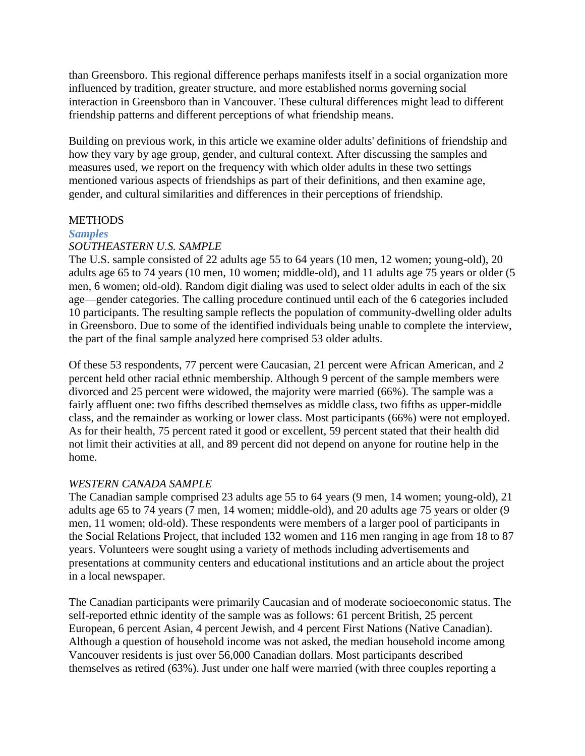than Greensboro. This regional difference perhaps manifests itself in a social organization more influenced by tradition, greater structure, and more established norms governing social interaction in Greensboro than in Vancouver. These cultural differences might lead to different friendship patterns and different perceptions of what friendship means.

Building on previous work, in this article we examine older adults' definitions of friendship and how they vary by age group, gender, and cultural context. After discussing the samples and measures used, we report on the frequency with which older adults in these two settings mentioned various aspects of friendships as part of their definitions, and then examine age, gender, and cultural similarities and differences in their perceptions of friendship.

## METHODS

### *Samples*

#### *SOUTHEASTERN U.S. SAMPLE*

The U.S. sample consisted of 22 adults age 55 to 64 years (10 men, 12 women; young-old), 20 adults age 65 to 74 years (10 men, 10 women; middle-old), and 11 adults age 75 years or older (5 men, 6 women; old-old). Random digit dialing was used to select older adults in each of the six age—gender categories. The calling procedure continued until each of the 6 categories included 10 participants. The resulting sample reflects the population of community-dwelling older adults in Greensboro. Due to some of the identified individuals being unable to complete the interview, the part of the final sample analyzed here comprised 53 older adults.

Of these 53 respondents, 77 percent were Caucasian, 21 percent were African American, and 2 percent held other racial ethnic membership. Although 9 percent of the sample members were divorced and 25 percent were widowed, the majority were married (66%). The sample was a fairly affluent one: two fifths described themselves as middle class, two fifths as upper-middle class, and the remainder as working or lower class. Most participants (66%) were not employed. As for their health, 75 percent rated it good or excellent, 59 percent stated that their health did not limit their activities at all, and 89 percent did not depend on anyone for routine help in the home.

#### *WESTERN CANADA SAMPLE*

The Canadian sample comprised 23 adults age 55 to 64 years (9 men, 14 women; young-old), 21 adults age 65 to 74 years (7 men, 14 women; middle-old), and 20 adults age 75 years or older (9 men, 11 women; old-old). These respondents were members of a larger pool of participants in the Social Relations Project, that included 132 women and 116 men ranging in age from 18 to 87 years. Volunteers were sought using a variety of methods including advertisements and presentations at community centers and educational institutions and an article about the project in a local newspaper.

The Canadian participants were primarily Caucasian and of moderate socioeconomic status. The self-reported ethnic identity of the sample was as follows: 61 percent British, 25 percent European, 6 percent Asian, 4 percent Jewish, and 4 percent First Nations (Native Canadian). Although a question of household income was not asked, the median household income among Vancouver residents is just over 56,000 Canadian dollars. Most participants described themselves as retired (63%). Just under one half were married (with three couples reporting a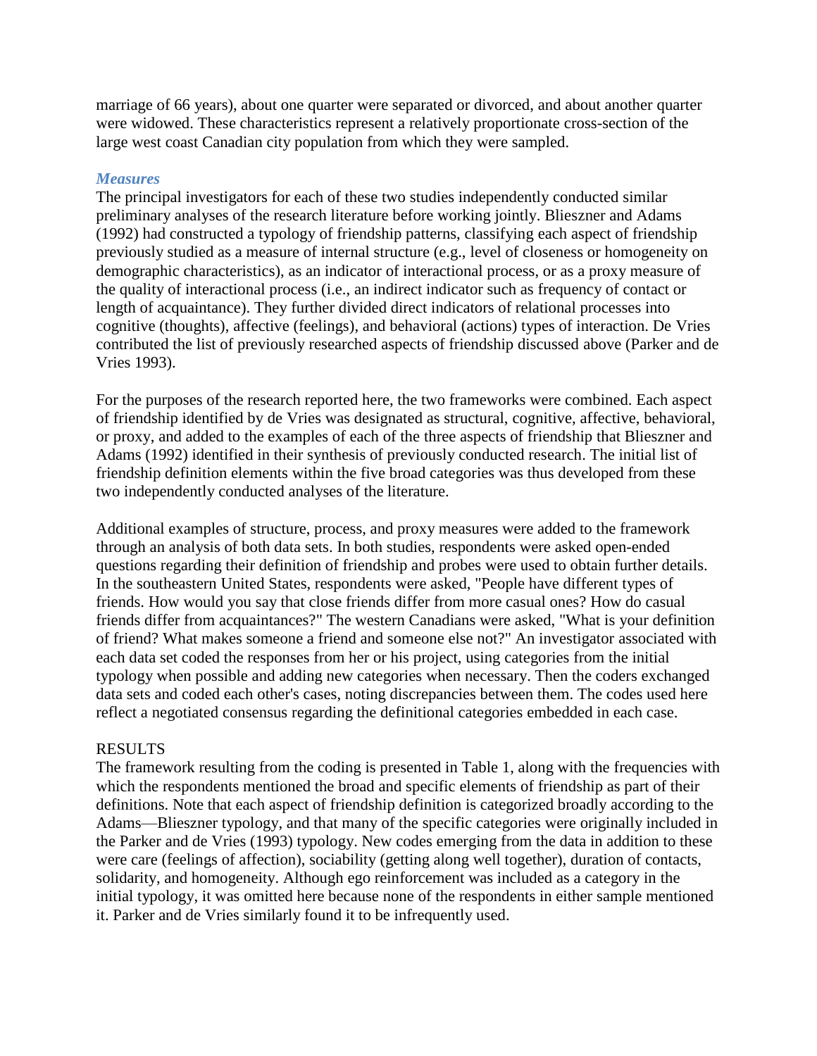marriage of 66 years), about one quarter were separated or divorced, and about another quarter were widowed. These characteristics represent a relatively proportionate cross-section of the large west coast Canadian city population from which they were sampled.

### *Measures*

The principal investigators for each of these two studies independently conducted similar preliminary analyses of the research literature before working jointly. Blieszner and Adams (1992) had constructed a typology of friendship patterns, classifying each aspect of friendship previously studied as a measure of internal structure (e.g., level of closeness or homogeneity on demographic characteristics), as an indicator of interactional process, or as a proxy measure of the quality of interactional process (i.e., an indirect indicator such as frequency of contact or length of acquaintance). They further divided direct indicators of relational processes into cognitive (thoughts), affective (feelings), and behavioral (actions) types of interaction. De Vries contributed the list of previously researched aspects of friendship discussed above (Parker and de Vries 1993).

For the purposes of the research reported here, the two frameworks were combined. Each aspect of friendship identified by de Vries was designated as structural, cognitive, affective, behavioral, or proxy, and added to the examples of each of the three aspects of friendship that Blieszner and Adams (1992) identified in their synthesis of previously conducted research. The initial list of friendship definition elements within the five broad categories was thus developed from these two independently conducted analyses of the literature.

Additional examples of structure, process, and proxy measures were added to the framework through an analysis of both data sets. In both studies, respondents were asked open-ended questions regarding their definition of friendship and probes were used to obtain further details. In the southeastern United States, respondents were asked, "People have different types of friends. How would you say that close friends differ from more casual ones? How do casual friends differ from acquaintances?" The western Canadians were asked, "What is your definition of friend? What makes someone a friend and someone else not?" An investigator associated with each data set coded the responses from her or his project, using categories from the initial typology when possible and adding new categories when necessary. Then the coders exchanged data sets and coded each other's cases, noting discrepancies between them. The codes used here reflect a negotiated consensus regarding the definitional categories embedded in each case.

## RESULTS

The framework resulting from the coding is presented in Table 1, along with the frequencies with which the respondents mentioned the broad and specific elements of friendship as part of their definitions. Note that each aspect of friendship definition is categorized broadly according to the Adams—Blieszner typology, and that many of the specific categories were originally included in the Parker and de Vries (1993) typology. New codes emerging from the data in addition to these were care (feelings of affection), sociability (getting along well together), duration of contacts, solidarity, and homogeneity. Although ego reinforcement was included as a category in the initial typology, it was omitted here because none of the respondents in either sample mentioned it. Parker and de Vries similarly found it to be infrequently used.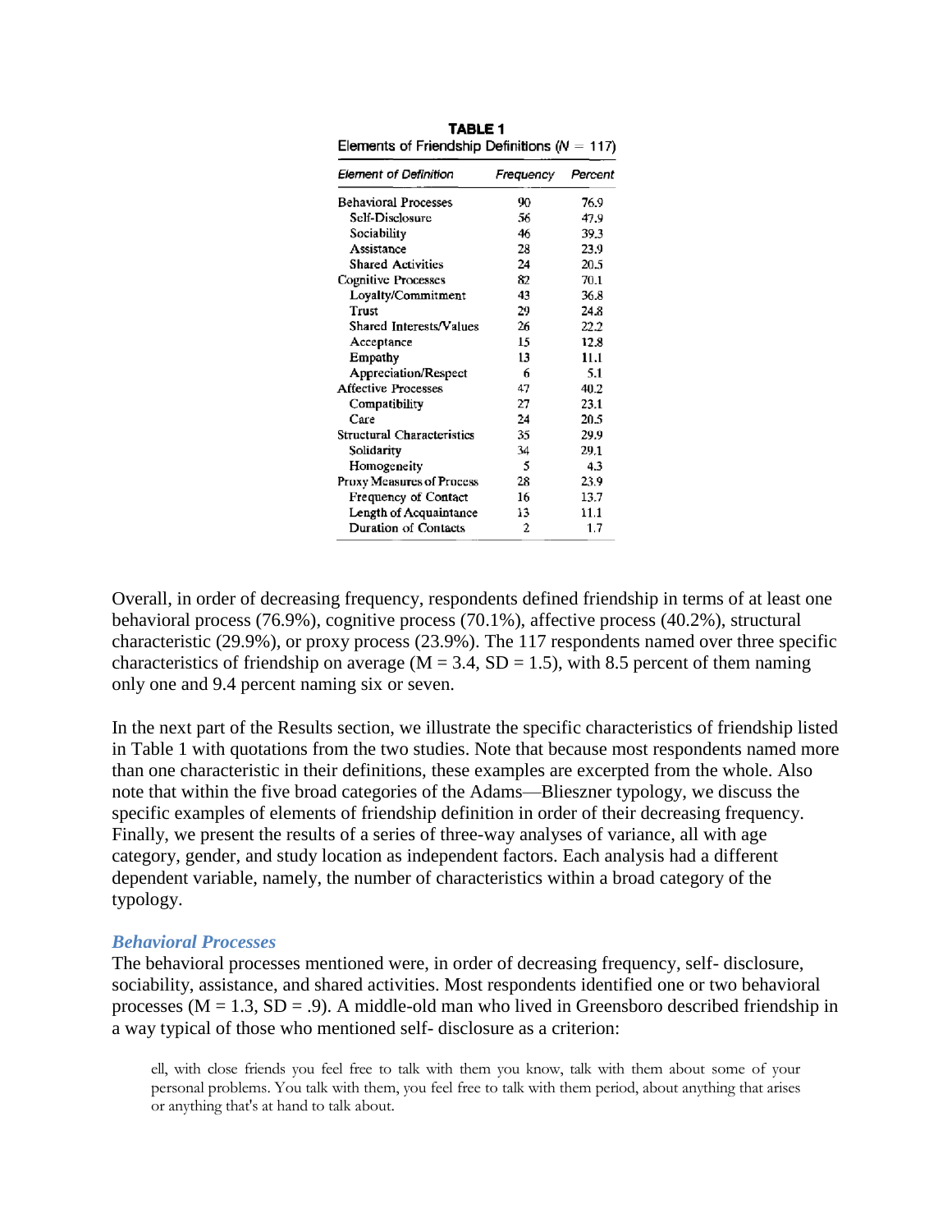**TABLE 1**
Elements of Friendship Definitions ($N$ = 117)

| Element of Definition | Frequency | Percent |
|---|---|---|
| Behavioral Processes | 90 | 76.9 |
| Self-Disclosure | 56 | 47.9 |
| Sociability | 46 | 39.3 |
| Assistance | 28 | 23.9 |
| Shared Activities | 24 | 20.5 |
| Cognitive Processes | 82 | 70.1 |
| Loyalty/Commitment | 43 | 36.8 |
| Trust | 29 | 24.8 |
| Shared Interests/Values | 26 | 22.2 |
| Acceptance | 15 | 12.8 |
| Empathy | 13 | 11.1 |
| Appreciation/Respect | 6 | 5.1 |
| Affective Processes | 47 | 40.2 |
| Compatibility | 27 | 23.1 |
| Care | 24 | 20.5 |
| Structural Characteristics | 35 | 29.9 |
| Solidarity | 34 | 29.1 |
| Homogeneity | 5 | 4.3 |
| Proxy Measures of Process | 28 | 23.9 |
| Frequency of Contact | 16 | 13.7 |
| Length of Acquaintance | 13 | 11.1 |
| Duration of Contacts | 2 | 1.7 |

Overall, in order of decreasing frequency, respondents defined friendship in terms of at least one behavioral process (76.9%), cognitive process (70.1%), affective process (40.2%), structural characteristic (29.9%), or proxy process (23.9%). The 117 respondents named over three specific characteristics of friendship on average ($M = 3.4$, $SD = 1.5$), with 8.5 percent of them naming only one and 9.4 percent naming six or seven.

In the next part of the Results section, we illustrate the specific characteristics of friendship listed in Table 1 with quotations from the two studies. Note that because most respondents named more than one characteristic in their definitions, these examples are excerpted from the whole. Also note that within the five broad categories of the Adams—Blieszner typology, we discuss the specific examples of elements of friendship definition in order of their decreasing frequency. Finally, we present the results of a series of three-way analyses of variance, all with age category, gender, and study location as independent factors. Each analysis had a different dependent variable, namely, the number of characteristics within a broad category of the typology.

### *Behavioral Processes*

The behavioral processes mentioned were, in order of decreasing frequency, self- disclosure, sociability, assistance, and shared activities. Most respondents identified one or two behavioral processes ($M = 1.3$, $SD = .9$). A middle-old man who lived in Greensboro described friendship in a way typical of those who mentioned self- disclosure as a criterion:

> ell, with close friends you feel free to talk with them you know, talk with them about some of your personal problems. You talk with them, you feel free to talk with them period, about anything that arises or anything that's at hand to talk about.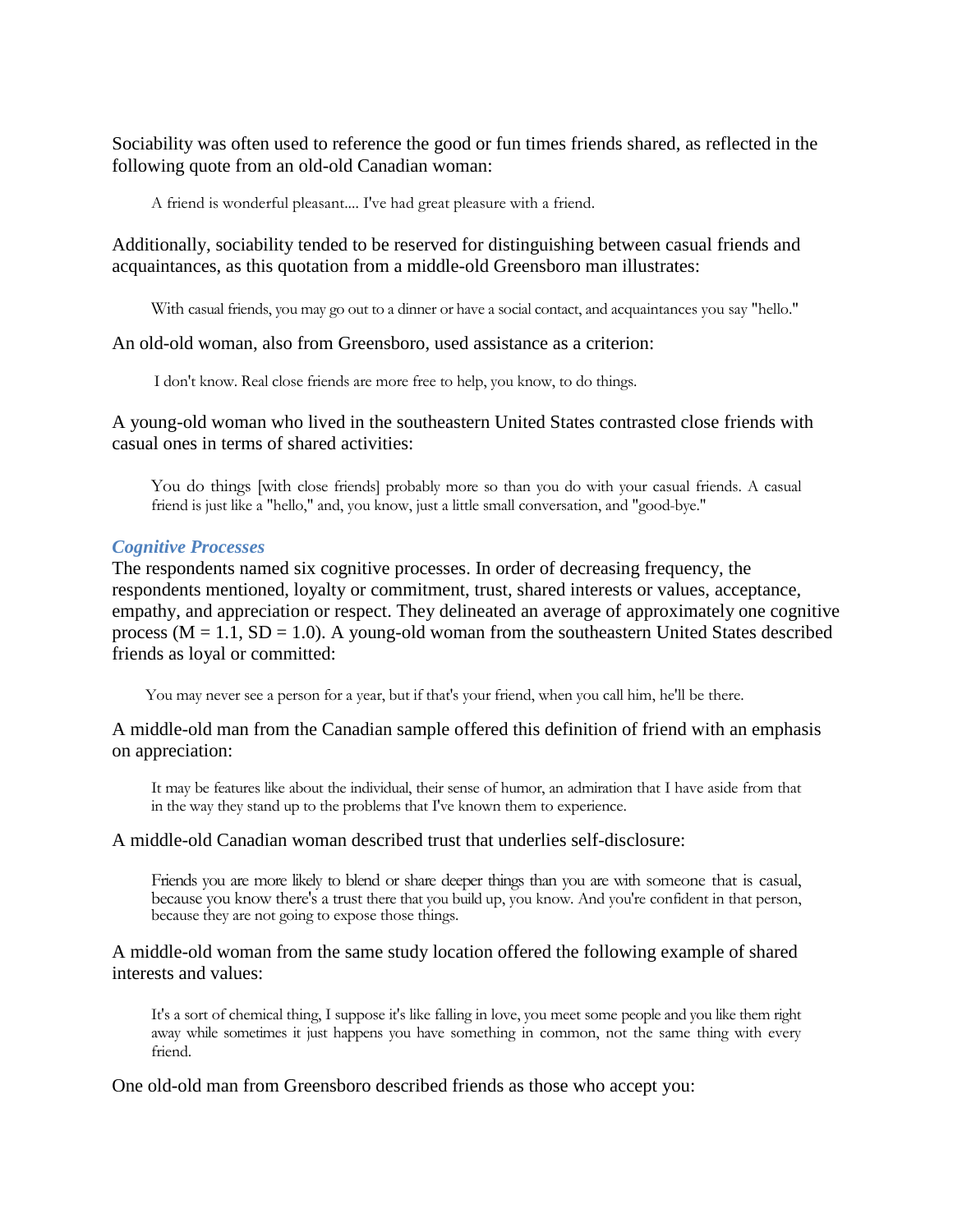Sociability was often used to reference the good or fun times friends shared, as reflected in the following quote from an old-old Canadian woman:

> A friend is wonderful pleasant.... I've had great pleasure with a friend.

Additionally, sociability tended to be reserved for distinguishing between casual friends and acquaintances, as this quotation from a middle-old Greensboro man illustrates:

> With casual friends, you may go out to a dinner or have a social contact, and acquaintances you say "hello."

An old-old woman, also from Greensboro, used assistance as a criterion:

> I don't know. Real close friends are more free to help, you know, to do things.

A young-old woman who lived in the southeastern United States contrasted close friends with casual ones in terms of shared activities:

> You do things [with close friends] probably more so than you do with your casual friends. A casual friend is just like a "hello," and, you know, just a little small conversation, and "good-bye."

### *Cognitive Processes*

The respondents named six cognitive processes. In order of decreasing frequency, the respondents mentioned, loyalty or commitment, trust, shared interests or values, acceptance, empathy, and appreciation or respect. They delineated an average of approximately one cognitive process ($M = 1.1$, $SD = 1.0$). A young-old woman from the southeastern United States described friends as loyal or committed:

> You may never see a person for a year, but if that's your friend, when you call him, he'll be there.

A middle-old man from the Canadian sample offered this definition of friend with an emphasis on appreciation:

> It may be features like about the individual, their sense of humor, an admiration that I have aside from that in the way they stand up to the problems that I've known them to experience.

A middle-old Canadian woman described trust that underlies self-disclosure:

> Friends you are more likely to blend or share deeper things than you are with someone that is casual, because you know there's a trust there that you build up, you know. And you're confident in that person, because they are not going to expose those things.

A middle-old woman from the same study location offered the following example of shared interests and values:

> It's a sort of chemical thing, I suppose it's like falling in love, you meet some people and you like them right away while sometimes it just happens you have something in common, not the same thing with every friend.

One old-old man from Greensboro described friends as those who accept you: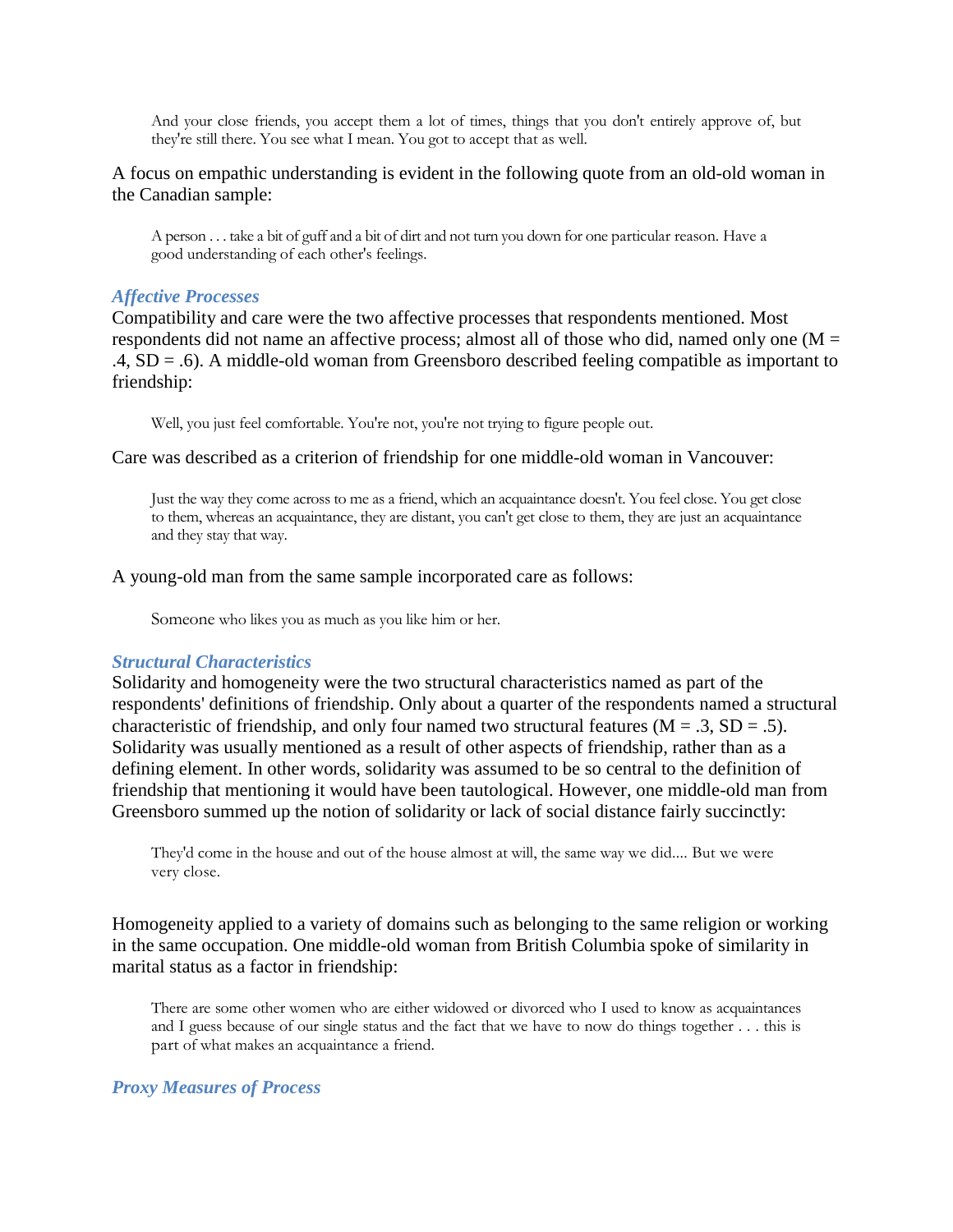> And your close friends, you accept them a lot of times, things that you don't entirely approve of, but they're still there. You see what I mean. You got to accept that as well.

A focus on empathic understanding is evident in the following quote from an old-old woman in the Canadian sample:

> A person . . . take a bit of guff and a bit of dirt and not turn you down for one particular reason. Have a good understanding of each other's feelings.

### *Affective Processes*

Compatibility and care were the two affective processes that respondents mentioned. Most respondents did not name an affective process; almost all of those who did, named only one ($M = .4$, $SD = .6$). A middle-old woman from Greensboro described feeling compatible as important to friendship:

> Well, you just feel comfortable. You're not, you're not trying to figure people out.

Care was described as a criterion of friendship for one middle-old woman in Vancouver:

> Just the way they come across to me as a friend, which an acquaintance doesn't. You feel close. You get close to them, whereas an acquaintance, they are distant, you can't get close to them, they are just an acquaintance and they stay that way.

A young-old man from the same sample incorporated care as follows:

> Someone who likes you as much as you like him or her.

### *Structural Characteristics*

Solidarity and homogeneity were the two structural characteristics named as part of the respondents' definitions of friendship. Only about a quarter of the respondents named a structural characteristic of friendship, and only four named two structural features ($M = .3$, $SD = .5$). Solidarity was usually mentioned as a result of other aspects of friendship, rather than as a defining element. In other words, solidarity was assumed to be so central to the definition of friendship that mentioning it would have been tautological. However, one middle-old man from Greensboro summed up the notion of solidarity or lack of social distance fairly succinctly:

> They'd come in the house and out of the house almost at will, the same way we did.... But we were very close.

Homogeneity applied to a variety of domains such as belonging to the same religion or working in the same occupation. One middle-old woman from British Columbia spoke of similarity in marital status as a factor in friendship:

> There are some other women who are either widowed or divorced who I used to know as acquaintances and I guess because of our single status and the fact that we have to now do things together . . . this is part of what makes an acquaintance a friend.

### *Proxy Measures of Process*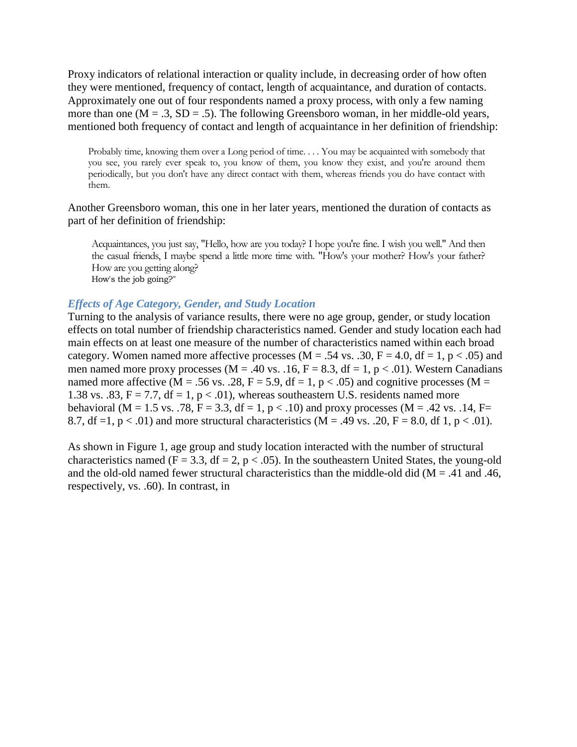Proxy indicators of relational interaction or quality include, in decreasing order of how often they were mentioned, frequency of contact, length of acquaintance, and duration of contacts. Approximately one out of four respondents named a proxy process, with only a few naming more than one ($M = .3$, $SD = .5$). The following Greensboro woman, in her middle-old years, mentioned both frequency of contact and length of acquaintance in her definition of friendship:

> Probably time, knowing them over a Long period of time. . . . You may be acquainted with somebody that you see, you rarely ever speak to, you know of them, you know they exist, and you're around them periodically, but you don't have any direct contact with them, whereas friends you do have contact with them.

Another Greensboro woman, this one in her later years, mentioned the duration of contacts as part of her definition of friendship:

> Acquaintances, you just say, "Hello, how are you today? I hope you're fine. I wish you well." And then the casual friends, I maybe spend a little more time with. "How's your mother? How's your father? How are you getting along?
> How's the job going?"

### *Effects of Age Category, Gender, and Study Location*

Turning to the analysis of variance results, there were no age group, gender, or study location effects on total number of friendship characteristics named. Gender and study location each had main effects on at least one measure of the number of characteristics named within each broad category. Women named more affective processes ($M = .54$ vs. $.30$, $F = 4.0$, $df = 1$, $p < .05$) and men named more proxy processes ($M = .40$ vs. $.16$, $F = 8.3$, $df = 1$, $p < .01$). Western Canadians named more affective ($M = .56$ vs. $.28$, $F = 5.9$, $df = 1$, $p < .05$) and cognitive processes ($M = 1.38$ vs. $.83$, $F = 7.7$, $df = 1$, $p < .01$), whereas southeastern U.S. residents named more behavioral ($M = 1.5$ vs. $.78$, $F = 3.3$, $df = 1$, $p < .10$) and proxy processes ($M = .42$ vs. $.14$, $F = 8.7$, $df = 1$, $p < .01$) and more structural characteristics ($M = .49$ vs. $.20$, $F = 8.0$, df 1, $p < .01$).

As shown in Figure 1, age group and study location interacted with the number of structural characteristics named ($F = 3.3$, $df = 2$, $p < .05$). In the southeastern United States, the young-old and the old-old named fewer structural characteristics than the middle-old did ($M = .41$ and $.46$, respectively, vs. $.60$). In contrast, in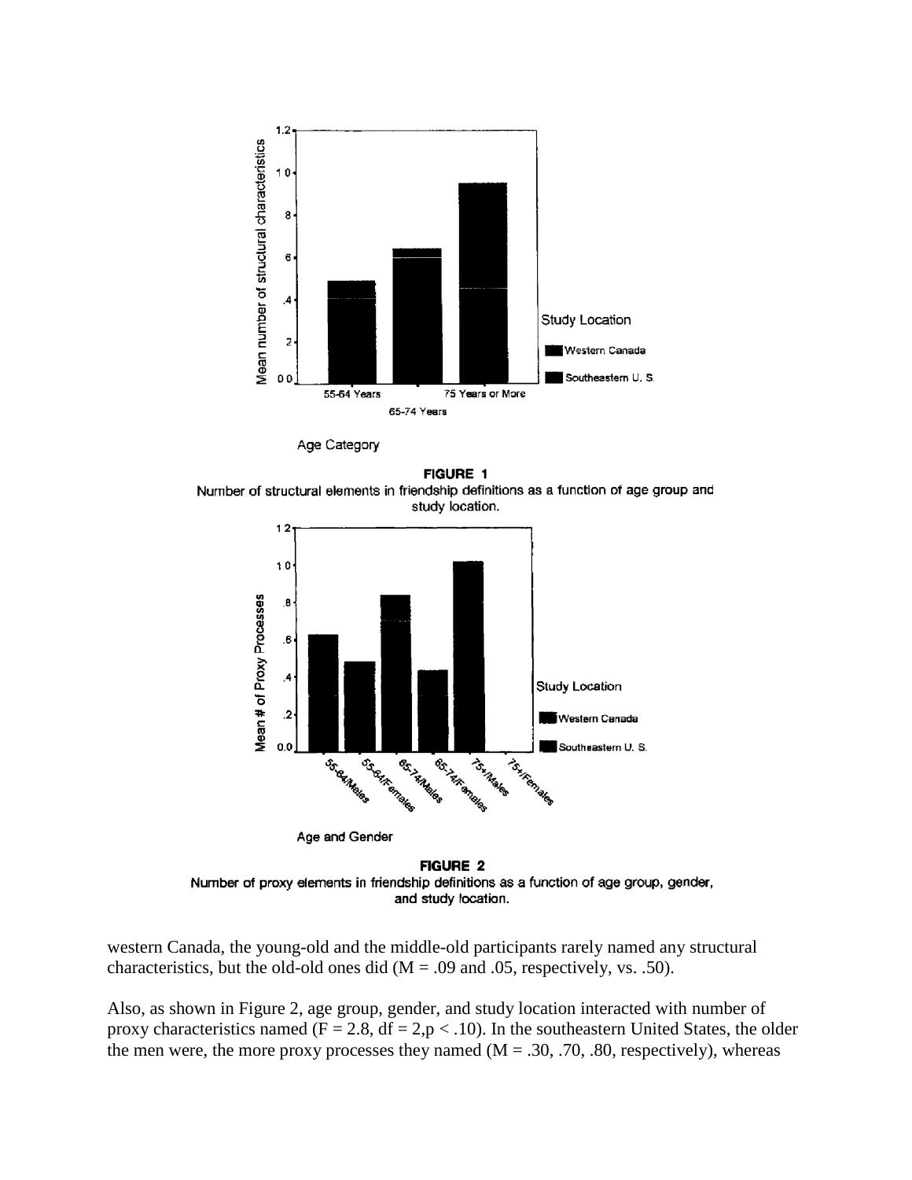Age Category

**FIGURE 1**
Number of structural elements in friendship definitions as a function of age group and study location.

Age and Gender

**FIGURE 2**
Number of proxy elements in friendship definitions as a function of age group, gender, and study location.

western Canada, the young-old and the middle-old participants rarely named any structural characteristics, but the old-old ones did (M = .09 and .05, respectively, vs. .50).

Also, as shown in Figure 2, age group, gender, and study location interacted with number of proxy characteristics named ($F = 2.8$, $df = 2, p < .10$). In the southeastern United States, the older the men were, the more proxy processes they named (M = .30, .70, .80, respectively), whereas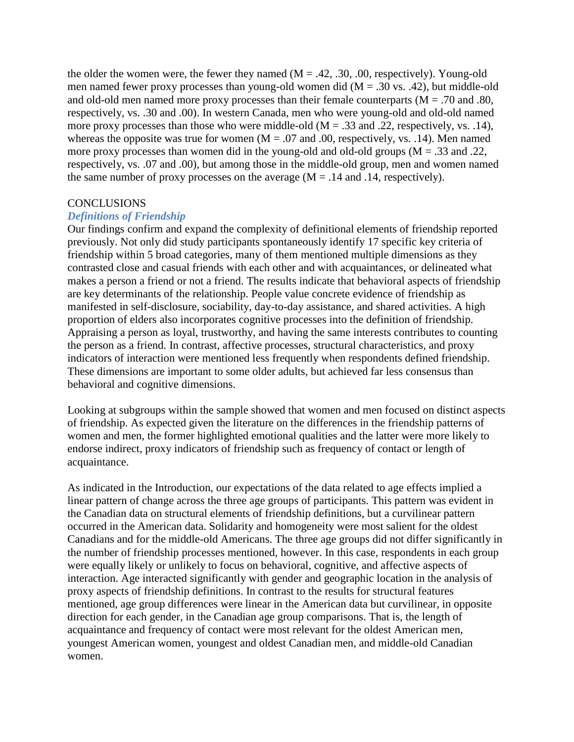the older the women were, the fewer they named (M = .42, .30, .00, respectively). Young-old men named fewer proxy processes than young-old women did (M = .30 vs. .42), but middle-old and old-old men named more proxy processes than their female counterparts (M = .70 and .80, respectively, vs. .30 and .00). In western Canada, men who were young-old and old-old named more proxy processes than those who were middle-old (M = .33 and .22, respectively, vs. .14), whereas the opposite was true for women (M = .07 and .00, respectively, vs. .14). Men named more proxy processes than women did in the young-old and old-old groups (M = .33 and .22, respectively, vs. .07 and .00), but among those in the middle-old group, men and women named the same number of proxy processes on the average (M = .14 and .14, respectively).

## CONCLUSIONS

### *Definitions of Friendship*

Our findings confirm and expand the complexity of definitional elements of friendship reported previously. Not only did study participants spontaneously identify 17 specific key criteria of friendship within 5 broad categories, many of them mentioned multiple dimensions as they contrasted close and casual friends with each other and with acquaintances, or delineated what makes a person a friend or not a friend. The results indicate that behavioral aspects of friendship are key determinants of the relationship. People value concrete evidence of friendship as manifested in self-disclosure, sociability, day-to-day assistance, and shared activities. A high proportion of elders also incorporates cognitive processes into the definition of friendship. Appraising a person as loyal, trustworthy, and having the same interests contributes to counting the person as a friend. In contrast, affective processes, structural characteristics, and proxy indicators of interaction were mentioned less frequently when respondents defined friendship. These dimensions are important to some older adults, but achieved far less consensus than behavioral and cognitive dimensions.

Looking at subgroups within the sample showed that women and men focused on distinct aspects of friendship. As expected given the literature on the differences in the friendship patterns of women and men, the former highlighted emotional qualities and the latter were more likely to endorse indirect, proxy indicators of friendship such as frequency of contact or length of acquaintance.

As indicated in the Introduction, our expectations of the data related to age effects implied a linear pattern of change across the three age groups of participants. This pattern was evident in the Canadian data on structural elements of friendship definitions, but a curvilinear pattern occurred in the American data. Solidarity and homogeneity were most salient for the oldest Canadians and for the middle-old Americans. The three age groups did not differ significantly in the number of friendship processes mentioned, however. In this case, respondents in each group were equally likely or unlikely to focus on behavioral, cognitive, and affective aspects of interaction. Age interacted significantly with gender and geographic location in the analysis of proxy aspects of friendship definitions. In contrast to the results for structural features mentioned, age group differences were linear in the American data but curvilinear, in opposite direction for each gender, in the Canadian age group comparisons. That is, the length of acquaintance and frequency of contact were most relevant for the oldest American men, youngest American women, youngest and oldest Canadian men, and middle-old Canadian women.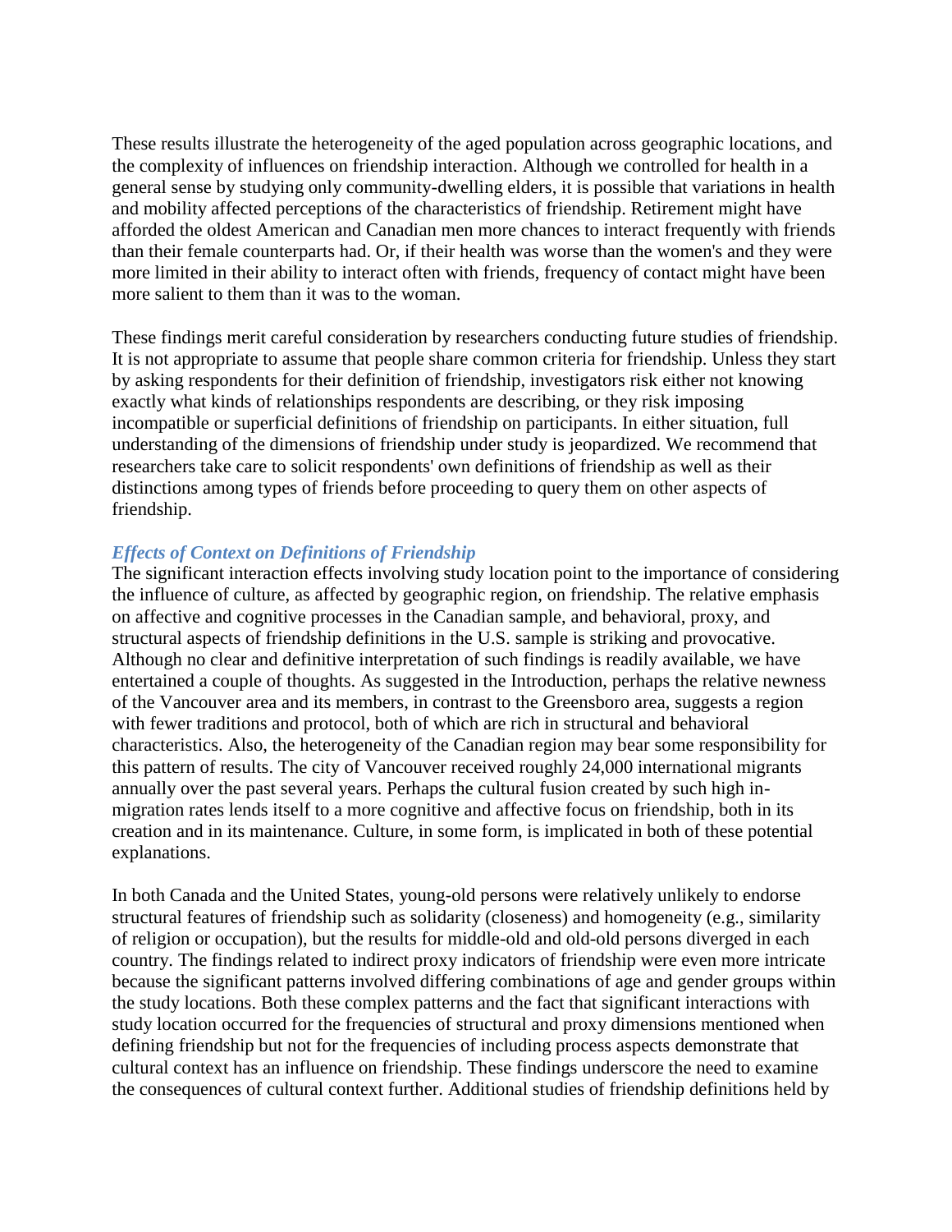These results illustrate the heterogeneity of the aged population across geographic locations, and the complexity of influences on friendship interaction. Although we controlled for health in a general sense by studying only community-dwelling elders, it is possible that variations in health and mobility affected perceptions of the characteristics of friendship. Retirement might have afforded the oldest American and Canadian men more chances to interact frequently with friends than their female counterparts had. Or, if their health was worse than the women's and they were more limited in their ability to interact often with friends, frequency of contact might have been more salient to them than it was to the woman.

These findings merit careful consideration by researchers conducting future studies of friendship. It is not appropriate to assume that people share common criteria for friendship. Unless they start by asking respondents for their definition of friendship, investigators risk either not knowing exactly what kinds of relationships respondents are describing, or they risk imposing incompatible or superficial definitions of friendship on participants. In either situation, full understanding of the dimensions of friendship under study is jeopardized. We recommend that researchers take care to solicit respondents' own definitions of friendship as well as their distinctions among types of friends before proceeding to query them on other aspects of friendship.

### *Effects of Context on Definitions of Friendship*

The significant interaction effects involving study location point to the importance of considering the influence of culture, as affected by geographic region, on friendship. The relative emphasis on affective and cognitive processes in the Canadian sample, and behavioral, proxy, and structural aspects of friendship definitions in the U.S. sample is striking and provocative. Although no clear and definitive interpretation of such findings is readily available, we have entertained a couple of thoughts. As suggested in the Introduction, perhaps the relative newness of the Vancouver area and its members, in contrast to the Greensboro area, suggests a region with fewer traditions and protocol, both of which are rich in structural and behavioral characteristics. Also, the heterogeneity of the Canadian region may bear some responsibility for this pattern of results. The city of Vancouver received roughly 24,000 international migrants annually over the past several years. Perhaps the cultural fusion created by such high in-migration rates lends itself to a more cognitive and affective focus on friendship, both in its creation and in its maintenance. Culture, in some form, is implicated in both of these potential explanations.

In both Canada and the United States, young-old persons were relatively unlikely to endorse structural features of friendship such as solidarity (closeness) and homogeneity (e.g., similarity of religion or occupation), but the results for middle-old and old-old persons diverged in each country. The findings related to indirect proxy indicators of friendship were even more intricate because the significant patterns involved differing combinations of age and gender groups within the study locations. Both these complex patterns and the fact that significant interactions with study location occurred for the frequencies of structural and proxy dimensions mentioned when defining friendship but not for the frequencies of including process aspects demonstrate that cultural context has an influence on friendship. These findings underscore the need to examine the consequences of cultural context further. Additional studies of friendship definitions held by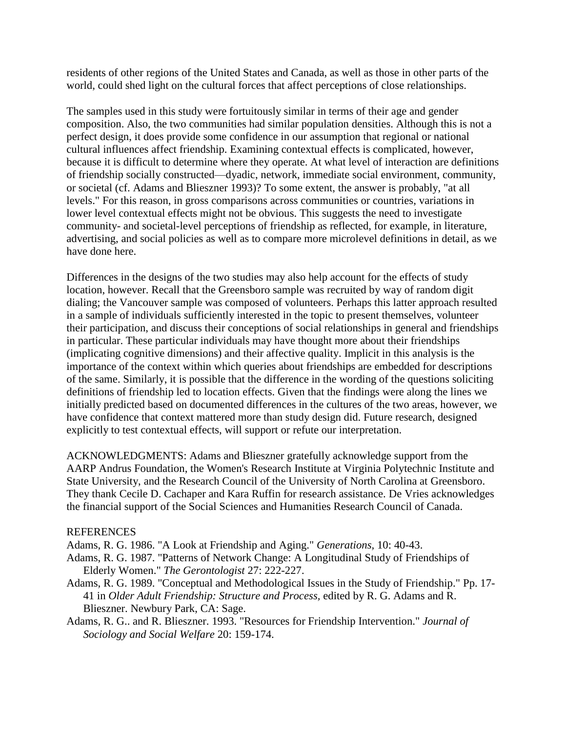residents of other regions of the United States and Canada, as well as those in other parts of the world, could shed light on the cultural forces that affect perceptions of close relationships.

The samples used in this study were fortuitously similar in terms of their age and gender composition. Also, the two communities had similar population densities. Although this is not a perfect design, it does provide some confidence in our assumption that regional or national cultural influences affect friendship. Examining contextual effects is complicated, however, because it is difficult to determine where they operate. At what level of interaction are definitions of friendship socially constructed—dyadic, network, immediate social environment, community, or societal (cf. Adams and Blieszner 1993)? To some extent, the answer is probably, "at all levels." For this reason, in gross comparisons across communities or countries, variations in lower level contextual effects might not be obvious. This suggests the need to investigate community- and societal-level perceptions of friendship as reflected, for example, in literature, advertising, and social policies as well as to compare more microlevel definitions in detail, as we have done here.

Differences in the designs of the two studies may also help account for the effects of study location, however. Recall that the Greensboro sample was recruited by way of random digit dialing; the Vancouver sample was composed of volunteers. Perhaps this latter approach resulted in a sample of individuals sufficiently interested in the topic to present themselves, volunteer their participation, and discuss their conceptions of social relationships in general and friendships in particular. These particular individuals may have thought more about their friendships (implicating cognitive dimensions) and their affective quality. Implicit in this analysis is the importance of the context within which queries about friendships are embedded for descriptions of the same. Similarly, it is possible that the difference in the wording of the questions soliciting definitions of friendship led to location effects. Given that the findings were along the lines we initially predicted based on documented differences in the cultures of the two areas, however, we have confidence that context mattered more than study design did. Future research, designed explicitly to test contextual effects, will support or refute our interpretation.

ACKNOWLEDGMENTS: Adams and Blieszner gratefully acknowledge support from the AARP Andrus Foundation, the Women's Research Institute at Virginia Polytechnic Institute and State University, and the Research Council of the University of North Carolina at Greensboro. They thank Cecile D. Cachaper and Kara Ruffin for research assistance. De Vries acknowledges the financial support of the Social Sciences and Humanities Research Council of Canada.

REFERENCES

Adams, R. G. 1986. "A Look at Friendship and Aging." *Generations,* 10: 40-43.

Adams, R. G. 1987. "Patterns of Network Change: A Longitudinal Study of Friendships of Elderly Women." *The Gerontologist* 27: 222-227.

Adams, R. G. 1989. "Conceptual and Methodological Issues in the Study of Friendship." Pp. 17-41 in *Older Adult Friendship: Structure and Process,* edited by R. G. Adams and R. Blieszner. Newbury Park, CA: Sage.

Adams, R. G.. and R. Blieszner. 1993. "Resources for Friendship Intervention." *Journal of Sociology and Social Welfare* 20: 159-174.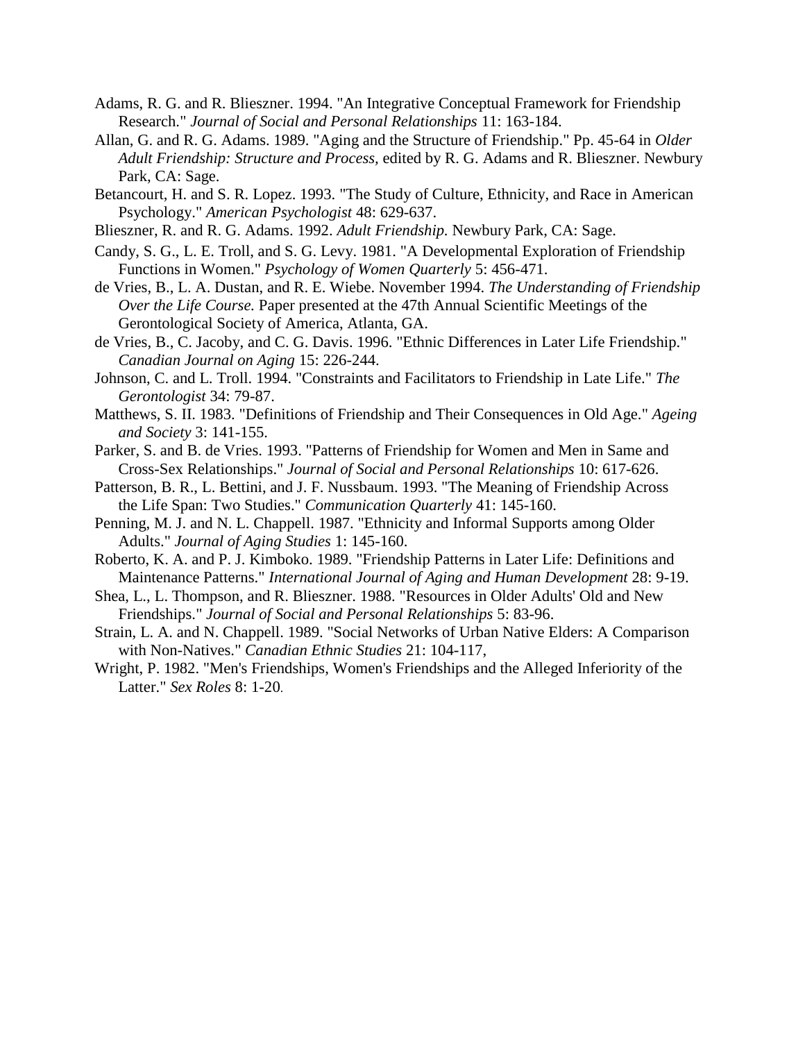Adams, R. G. and R. Blieszner. 1994. "An Integrative Conceptual Framework for Friendship Research." *Journal of Social and Personal Relationships* 11: 163-184.

Allan, G. and R. G. Adams. 1989. "Aging and the Structure of Friendship." Pp. 45-64 in *Older Adult Friendship: Structure and Process,* edited by R. G. Adams and R. Blieszner. Newbury Park, CA: Sage.

Betancourt, H. and S. R. Lopez. 1993. "The Study of Culture, Ethnicity, and Race in American Psychology." *American Psychologist* 48: 629-637.

Blieszner, R. and R. G. Adams. 1992. *Adult Friendship.* Newbury Park, CA: Sage.

Candy, S. G., L. E. Troll, and S. G. Levy. 1981. "A Developmental Exploration of Friendship Functions in Women." *Psychology of Women Quarterly* 5: 456-471.

de Vries, B., L. A. Dustan, and R. E. Wiebe. November 1994. *The Understanding of Friendship Over the Life Course.* Paper presented at the 47th Annual Scientific Meetings of the Gerontological Society of America, Atlanta, GA.

de Vries, B., C. Jacoby, and C. G. Davis. 1996. "Ethnic Differences in Later Life Friendship." *Canadian Journal on Aging* 15: 226-244.

Johnson, C. and L. Troll. 1994. "Constraints and Facilitators to Friendship in Late Life." *The Gerontologist* 34: 79-87.

Matthews, S. II. 1983. "Definitions of Friendship and Their Consequences in Old Age." *Ageing and Society* 3: 141-155.

Parker, S. and B. de Vries. 1993. "Patterns of Friendship for Women and Men in Same and Cross-Sex Relationships." *Journal of Social and Personal Relationships* 10: 617-626.

Patterson, B. R., L. Bettini, and J. F. Nussbaum. 1993. "The Meaning of Friendship Across the Life Span: Two Studies." *Communication Quarterly* 41: 145-160.

Penning, M. J. and N. L. Chappell. 1987. "Ethnicity and Informal Supports among Older Adults." *Journal of Aging Studies* 1: 145-160.

Roberto, K. A. and P. J. Kimboko. 1989. "Friendship Patterns in Later Life: Definitions and Maintenance Patterns." *International Journal of Aging and Human Development* 28: 9-19.

Shea, L., L. Thompson, and R. Blieszner. 1988. "Resources in Older Adults' Old and New Friendships." *Journal of Social and Personal Relationships* 5: 83-96.

Strain, L. A. and N. Chappell. 1989. "Social Networks of Urban Native Elders: A Comparison with Non-Natives." *Canadian Ethnic Studies* 21: 104-117,

Wright, P. 1982. "Men's Friendships, Women's Friendships and the Alleged Inferiority of the Latter." *Sex Roles* 8: 1-20.